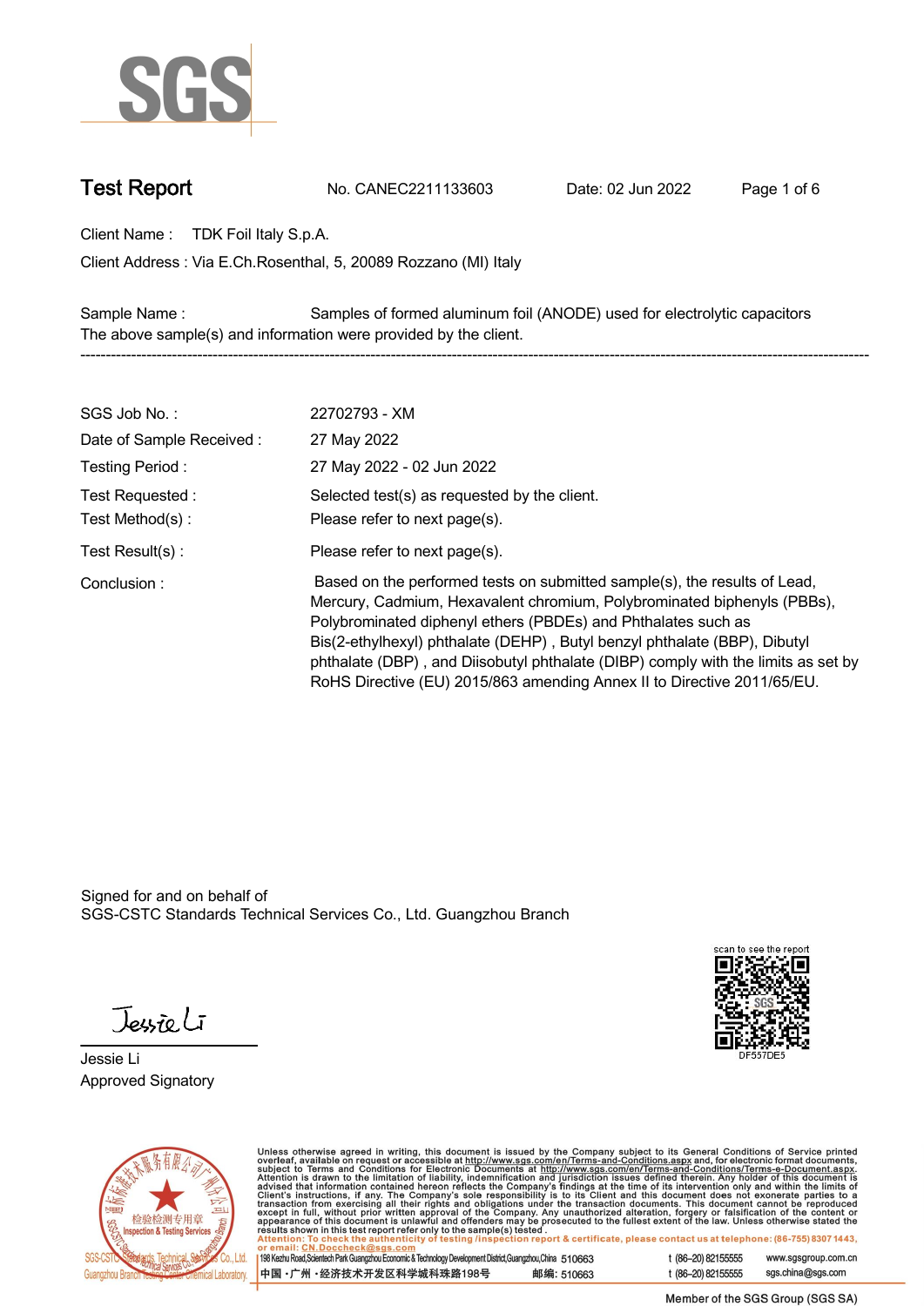# SGS

## Test Report

No. CANEC2211133603 Date: 02 Jun 2022

Client Name : TDK Foil Italy S.p.A.

Client Address : Via E.Ch.Rosenthal, 5, 20089 Rozzano (MI) Italy

Sample Name : Samples of formed aluminum foil (ANODE) used for electrolytic capacitors

The above sample(s) and information were provided by the client.

---

SGS Job No. : 22702793 - XM

Date of Sample Received : 27 May 2022

Testing Period : 27 May 2022 - 02 Jun 2022

Test Requested : Selected test(s) as requested by the client.

Test Method(s) : Please refer to next page(s).

Test Result(s) : Please refer to next page(s).

Conclusion : Based on the performed tests on submitted sample(s), the results of Lead, Mercury, Cadmium, Hexavalent chromium, Polybrominated biphenyls (PBBs), Polybrominated diphenyl ethers (PBDEs) and Phthalates such as Bis(2-ethylhexyl) phthalate (DEHP) , Butyl benzyl phthalate (BBP), Dibutyl phthalate (DBP) , and Diisobutyl phthalate (DIBP) comply with the limits as set by RoHS Directive (EU) 2015/863 amending Annex II to Directive 2011/65/EU.

Signed for and on behalf of
SGS-CSTC Standards Technical Services Co., Ltd. Guangzhou Branch

Jessie Li
Approved Signatory

scan to see the report
DF557DE5

Unless otherwise agreed in writing, this document is issued by the Company subject to its General Conditions of Service printed overleaf, available on request or accessible at http://www.sgs.com/en/Terms-and-Conditions.aspx and, for electronic format documents, subject to Terms and Conditions for Electronic Documents at http://www.sgs.com/en/Terms-and-Conditions/Terms-e-Document.aspx. Attention is drawn to the limitation of liability, indemnification and jurisdiction issues defined therein. Any holder of this document is advised that information contained hereon reflects the Company's findings at the time of its intervention only and within the limits of Client's instructions, if any. The Company's sole responsibility is to its Client and this document does not exonerate parties to a transaction from exercising all their rights and obligations under the transaction documents. This document cannot be reproduced except in full, without prior written approval of the Company. Any unauthorized alteration, forgery or falsification of the content or appearance of this document is unlawful and offenders may be prosecuted to the fullest extent of the law. Unless otherwise stated the results shown in this test report refer only to the sample(s) tested.

Attention: To check the authenticity of testing /inspection report & certificate, please contact us at telephone: (86-755) 8307 1443, or email: CN.Doccheck@sgs.com

198 Kezhu Road,Scientech Park Guangzhou Economic & Technology Development District,Guangzhou,China 510663 t (86–20) 82155555 www.sgsgroup.com.cn

中国・广州・经济技术开发区科学城科珠路198号 邮编: 510663 t (86–20) 82155555 sgs.china@sgs.com

Member of the SGS Group (SGS SA)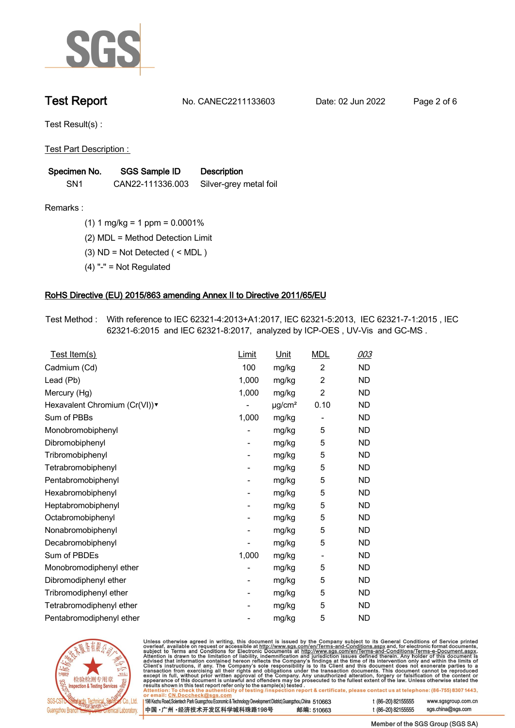Test Result(s) :

Test Part Description :

| Specimen No. | SGS Sample ID | Description |
|---|---|---|
| SN1 | CAN22-111336.003 | Silver-grey metal foil |

Remarks :

(1) 1 mg/kg = 1 ppm = 0.0001%

(2) MDL = Method Detection Limit

(3) ND = Not Detected ( < MDL )

(4) "-" = Not Regulated

## RoHS Directive (EU) 2015/863 amending Annex II to Directive 2011/65/EU

Test Method : With reference to IEC 62321-4:2013+A1:2017, IEC 62321-5:2013, IEC 62321-7-1:2015 , IEC 62321-6:2015 and IEC 62321-8:2017, analyzed by ICP-OES , UV-Vis and GC-MS .

| Test Item(s) | Limit | Unit | MDL | 003 |
|---|---|---|---|---|
| Cadmium (Cd) | 100 | mg/kg | 2 | ND |
| Lead (Pb) | 1,000 | mg/kg | 2 | ND |
| Mercury (Hg) | 1,000 | mg/kg | 2 | ND |
| Hexavalent Chromium (Cr(VI))▼ | - | μg/cm² | 0.10 | ND |
| Sum of PBBs | 1,000 | mg/kg | - | ND |
| Monobromobiphenyl | - | mg/kg | 5 | ND |
| Dibromobiphenyl | - | mg/kg | 5 | ND |
| Tribromobiphenyl | - | mg/kg | 5 | ND |
| Tetrabromobiphenyl | - | mg/kg | 5 | ND |
| Pentabromobiphenyl | - | mg/kg | 5 | ND |
| Hexabromobiphenyl | - | mg/kg | 5 | ND |
| Heptabromobiphenyl | - | mg/kg | 5 | ND |
| Octabromobiphenyl | - | mg/kg | 5 | ND |
| Nonabromobiphenyl | - | mg/kg | 5 | ND |
| Decabromobiphenyl | - | mg/kg | 5 | ND |
| Sum of PBDEs | 1,000 | mg/kg | - | ND |
| Monobromodiphenyl ether | - | mg/kg | 5 | ND |
| Dibromodiphenyl ether | - | mg/kg | 5 | ND |
| Tribromodiphenyl ether | - | mg/kg | 5 | ND |
| Tetrabromodiphenyl ether | - | mg/kg | 5 | ND |
| Pentabromodiphenyl ether | - | mg/kg | 5 | ND |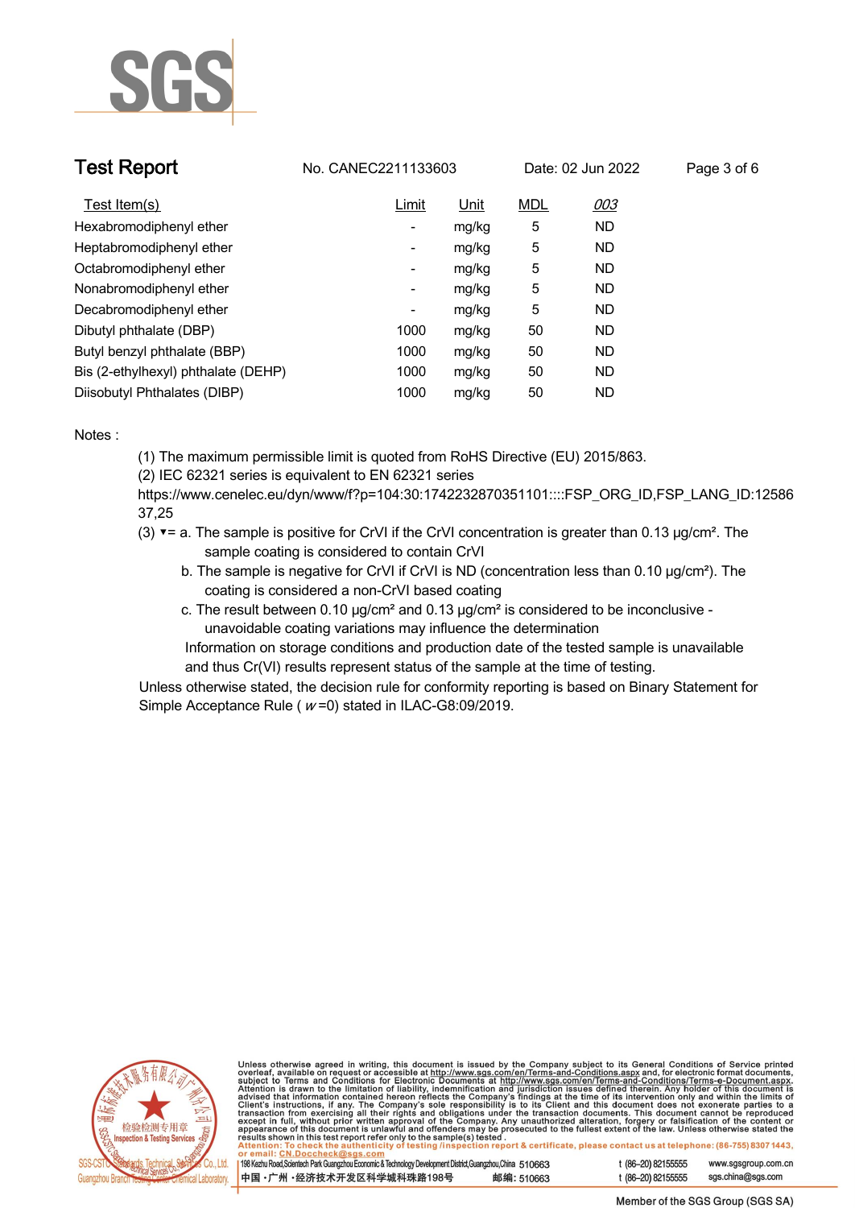| Test Item(s) | Limit | Unit | MDL | 003 |
|---|---|---|---|---|
| Hexabromodiphenyl ether | - | mg/kg | 5 | ND |
| Heptabromodiphenyl ether | - | mg/kg | 5 | ND |
| Octabromodiphenyl ether | - | mg/kg | 5 | ND |
| Nonabromodiphenyl ether | - | mg/kg | 5 | ND |
| Decabromodiphenyl ether | - | mg/kg | 5 | ND |
| Dibutyl phthalate (DBP) | 1000 | mg/kg | 50 | ND |
| Butyl benzyl phthalate (BBP) | 1000 | mg/kg | 50 | ND |
| Bis (2-ethylhexyl) phthalate (DEHP) | 1000 | mg/kg | 50 | ND |
| Diisobutyl Phthalates (DIBP) | 1000 | mg/kg | 50 | ND |

Notes :

(1) The maximum permissible limit is quoted from RoHS Directive (EU) 2015/863.

(2) IEC 62321 series is equivalent to EN 62321 series
https://www.cenelec.eu/dyn/www/f?p=104:30:1742232870351101::::FSP_ORG_ID,FSP_LANG_ID:1258637,25

(3) ▼= a. The sample is positive for CrVI if the CrVI concentration is greater than 0.13 µg/cm². The sample coating is considered to contain CrVI

b. The sample is negative for CrVI if CrVI is ND (concentration less than 0.10 µg/cm²). The coating is considered a non-CrVI based coating

c. The result between 0.10 µg/cm² and 0.13 µg/cm² is considered to be inconclusive - unavoidable coating variations may influence the determination

Information on storage conditions and production date of the tested sample is unavailable and thus Cr(VI) results represent status of the sample at the time of testing.

Unless otherwise stated, the decision rule for conformity reporting is based on Binary Statement for Simple Acceptance Rule ( $w$ =0) stated in ILAC-G8:09/2019.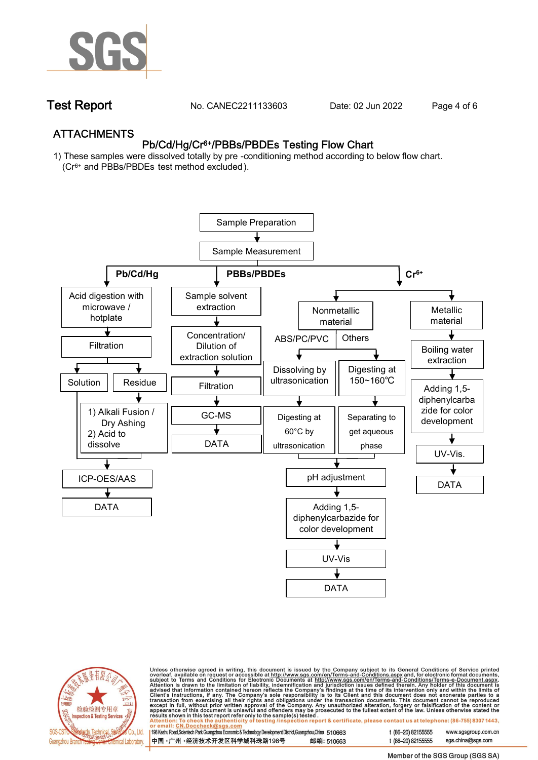# ATTACHMENTS

## Pb/Cd/Hg/$Cr^{6+}$/PBBs/PBDEs Testing Flow Chart

1) These samples were dissolved totally by pre-conditioning method according to below flow chart. ($Cr^{6+}$ and PBBs/PBDEs test method excluded).

Sample Preparation → Sample Measurement

**Pb/Cd/Hg**

- Acid digestion with microwave / hotplate → Filtration → Solution / Residue
  - Residue → 1) Alkali Fusion / Dry Ashing 2) Acid to dissolve
  - Solution and dissolved residue → ICP-OES/AAS → DATA

**PBBs/PBDEs**

- Sample solvent extraction → Concentration/ Dilution of extraction solution → Filtration → GC-MS → DATA

**$Cr^{6+}$**

- Nonmetallic material
  - ABS/PC/PVC → Dissolving by ultrasonication → Digesting at 60°C by ultrasonication
  - Others → Digesting at 150~160℃ → Separating to get aqueous phase
  - → pH adjustment → Adding 1,5-diphenylcarbazide for color development → UV-Vis → DATA
- Metallic material → Boiling water extraction → Adding 1,5-diphenylcarbazide for color development → UV-Vis. → DATA

Unless otherwise agreed in writing, this document is issued by the Company subject to its General Conditions of Service printed overleaf, available on request or accessible at http://www.sgs.com/en/Terms-and-Conditions.aspx and, for electronic format documents, subject to Terms and Conditions for Electronic Documents at http://www.sgs.com/en/Terms-and-Conditions/Terms-e-Document.aspx. Attention is drawn to the limitation of liability, indemnification and jurisdiction issues defined therein. Any holder of this document is advised that information contained hereon reflects the Company's findings at the time of its intervention only and within the limits of Client's instructions, if any. The Company's sole responsibility is to its Client and this document does not exonerate parties to a transaction from exercising all their rights and obligations under the transaction documents. This document cannot be reproduced except in full, without prior written approval of the Company. Any unauthorized alteration, forgery or falsification of the content or appearance of this document is unlawful and offenders may be prosecuted to the fullest extent of the law. Unless otherwise stated the results shown in this test report refer only to the sample(s) tested.

Attention: To check the authenticity of testing /inspection report & certificate, please contact us at telephone: (86-755) 8307 1443, or email: CN.Doccheck@sgs.com

198 Kezhu Road,Scientech Park Guangzhou Economic & Technology Development District,Guangzhou,China 510663 t (86–20) 82155555 www.sgsgroup.com.cn

中国 ·广州 ·经济技术开发区科学城科珠路198号 邮编: 510663 t (86–20) 82155555 sgs.china@sgs.com

Member of the SGS Group (SGS SA)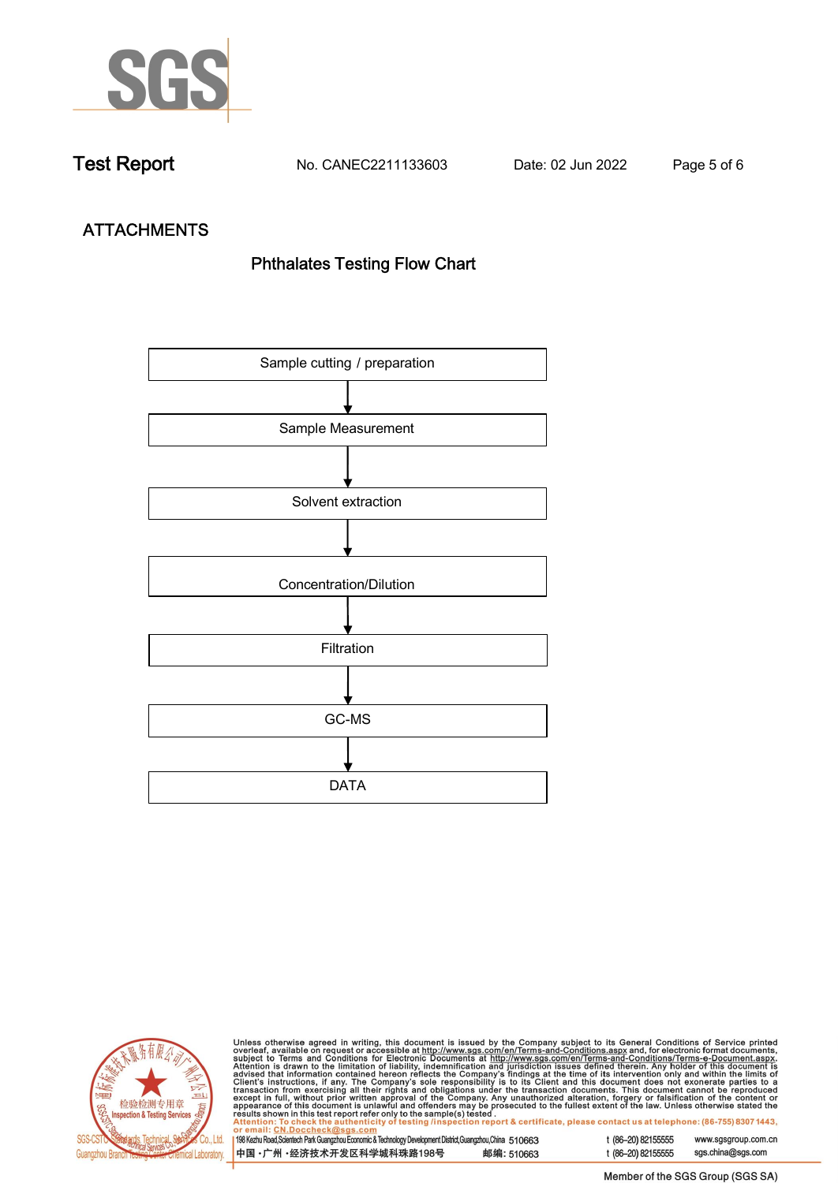## ATTACHMENTS

### Phthalates Testing Flow Chart

Sample cutting / preparation

↓

Sample Measurement

↓

Solvent extraction

↓

Concentration/Dilution

↓

Filtration

↓

GC-MS

↓

DATA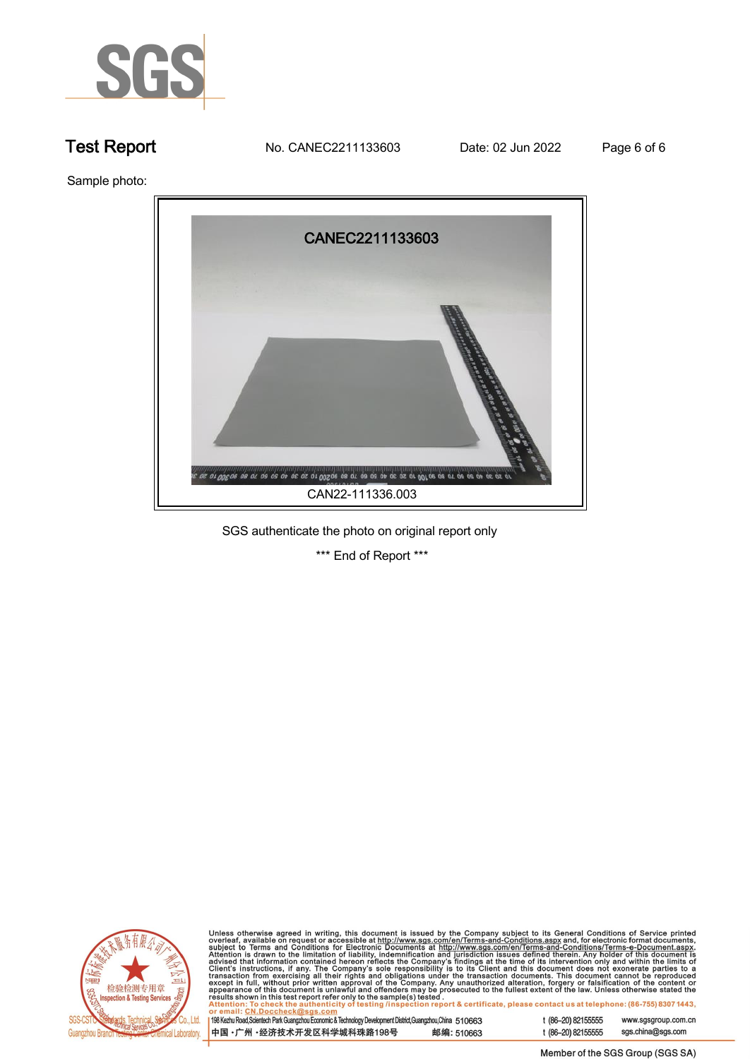Sample photo:

CANEC2211133603

CAN22-111336.003

SGS authenticate the photo on original report only

*** End of Report ***

Unless otherwise agreed in writing, this document is issued by the Company subject to its General Conditions of Service printed overleaf, available on request or accessible at http://www.sgs.com/en/Terms-and-Conditions.aspx and, for electronic format documents, subject to Terms and Conditions for Electronic Documents at http://www.sgs.com/en/Terms-and-Conditions/Terms-e-Document.aspx. Attention is drawn to the limitation of liability, indemnification and jurisdiction issues defined therein. Any holder of this document is advised that information contained hereon reflects the Company's findings at the time of its intervention only and within the limits of Client's instructions, if any. The Company's sole responsibility is to its Client and this document does not exonerate parties to a transaction from exercising all their rights and obligations under the transaction documents. This document cannot be reproduced except in full, without prior written approval of the Company. Any unauthorized alteration, forgery or falsification of the content or appearance of this document is unlawful and offenders may be prosecuted to the fullest extent of the law. Unless otherwise stated the results shown in this test report refer only to the sample(s) tested .
Attention: To check the authenticity of testing /inspection report & certificate, please contact us at telephone: (86-755) 8307 1443, or email: CN.Doccheck@sgs.com

198 Kezhu Road,Scientech Park Guangzhou Economic & Technology Development District,Guangzhou,China 510663 t (86–20) 82155555 www.sgsgroup.com.cn
中国 ·广州 ·经济技术开发区科学城科珠路198号 邮编: 510663 t (86–20) 82155555 sgs.china@sgs.com

Member of the SGS Group (SGS SA)